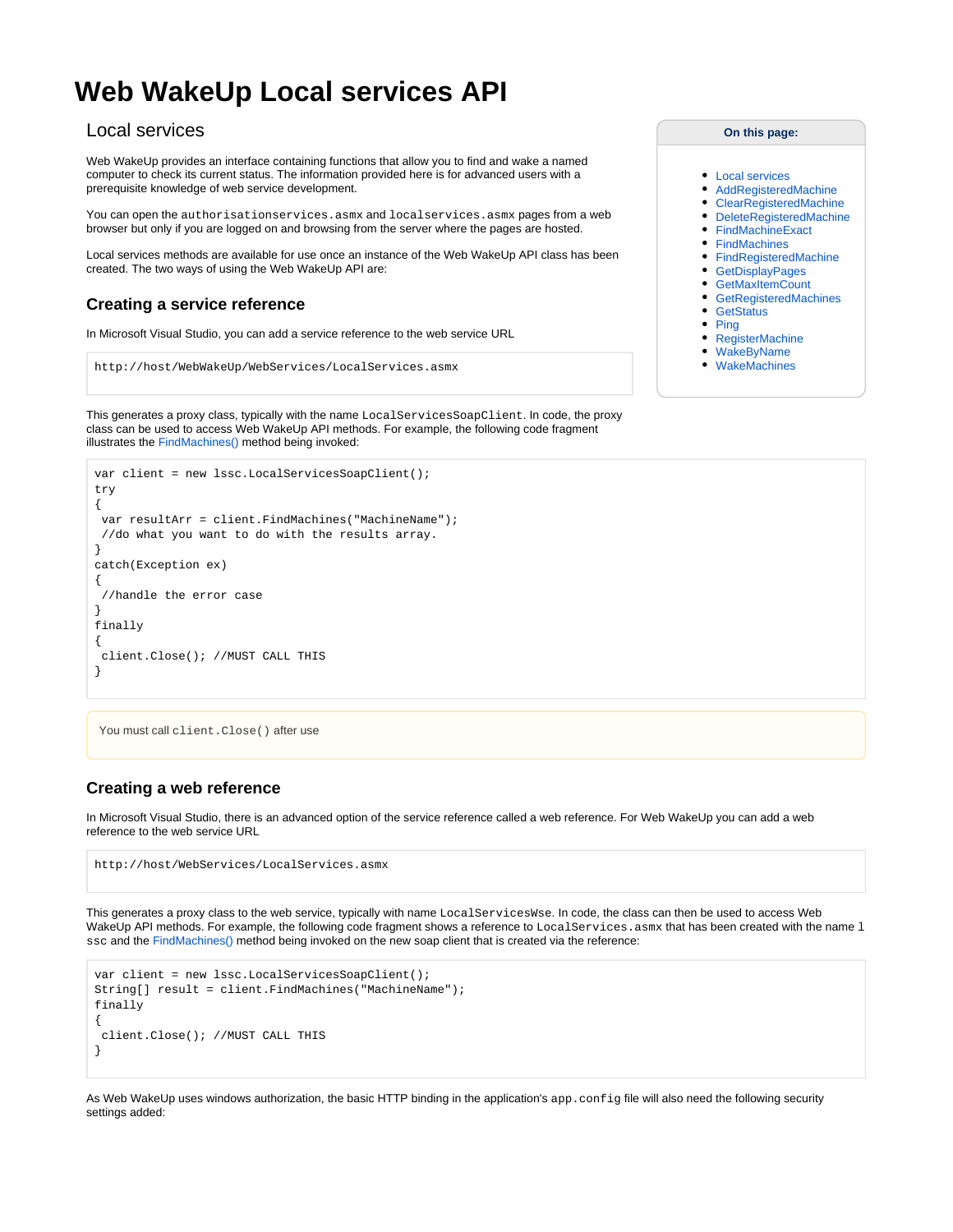# Web WakeUp Local services API

## Local services

Web WakeUp provides an interface containing functions that allow you to find and wake a named computer to check its current status. The information provided here is for advanced users with a prerequisite knowledge of web service development.

You can open the `authorisationservices.asmx` and `localservices.asmx` pages from a web browser but only if you are logged on and browsing from the server where the pages are hosted.

Local services methods are available for use once an instance of the Web WakeUp API class has been created. The two ways of using the Web WakeUp API are:

**On this page:**

- Local services
- AddRegisteredMachine
- ClearRegisteredMachine
- DeleteRegisteredMachine
- FindMachineExact
- FindMachines
- FindRegisteredMachine
- GetDisplayPages
- GetMaxItemCount
- GetRegisteredMachines
- GetStatus
- Ping
- RegisterMachine
- WakeByName
- WakeMachines

### Creating a service reference

In Microsoft Visual Studio, you can add a service reference to the web service URL

```
http://host/WebWakeUp/WebServices/LocalServices.asmx
```

This generates a proxy class, typically with the name `LocalServicesSoapClient`. In code, the proxy class can be used to access Web WakeUp API methods. For example, the following code fragment illustrates the FindMachines() method being invoked:

```
var client = new lssc.LocalServicesSoapClient();
try
{
 var resultArr = client.FindMachines("MachineName");
 //do what you want to do with the results array.
}
catch(Exception ex)
{
 //handle the error case
}
finally
{
 client.Close(); //MUST CALL THIS
}
```

You must call `client.Close()` after use

### Creating a web reference

In Microsoft Visual Studio, there is an advanced option of the service reference called a web reference. For Web WakeUp you can add a web reference to the web service URL

```
http://host/WebServices/LocalServices.asmx
```

This generates a proxy class to the web service, typically with name `LocalServicesWse`. In code, the class can then be used to access Web WakeUp API methods. For example, the following code fragment shows a reference to `LocalServices.asmx` that has been created with the name `lssc` and the FindMachines() method being invoked on the new soap client that is created via the reference:

```
var client = new lssc.LocalServicesSoapClient();
String[] result = client.FindMachines("MachineName");
finally
{
 client.Close(); //MUST CALL THIS
}
```

As Web WakeUp uses windows authorization, the basic HTTP binding in the application's `app.config` file will also need the following security settings added: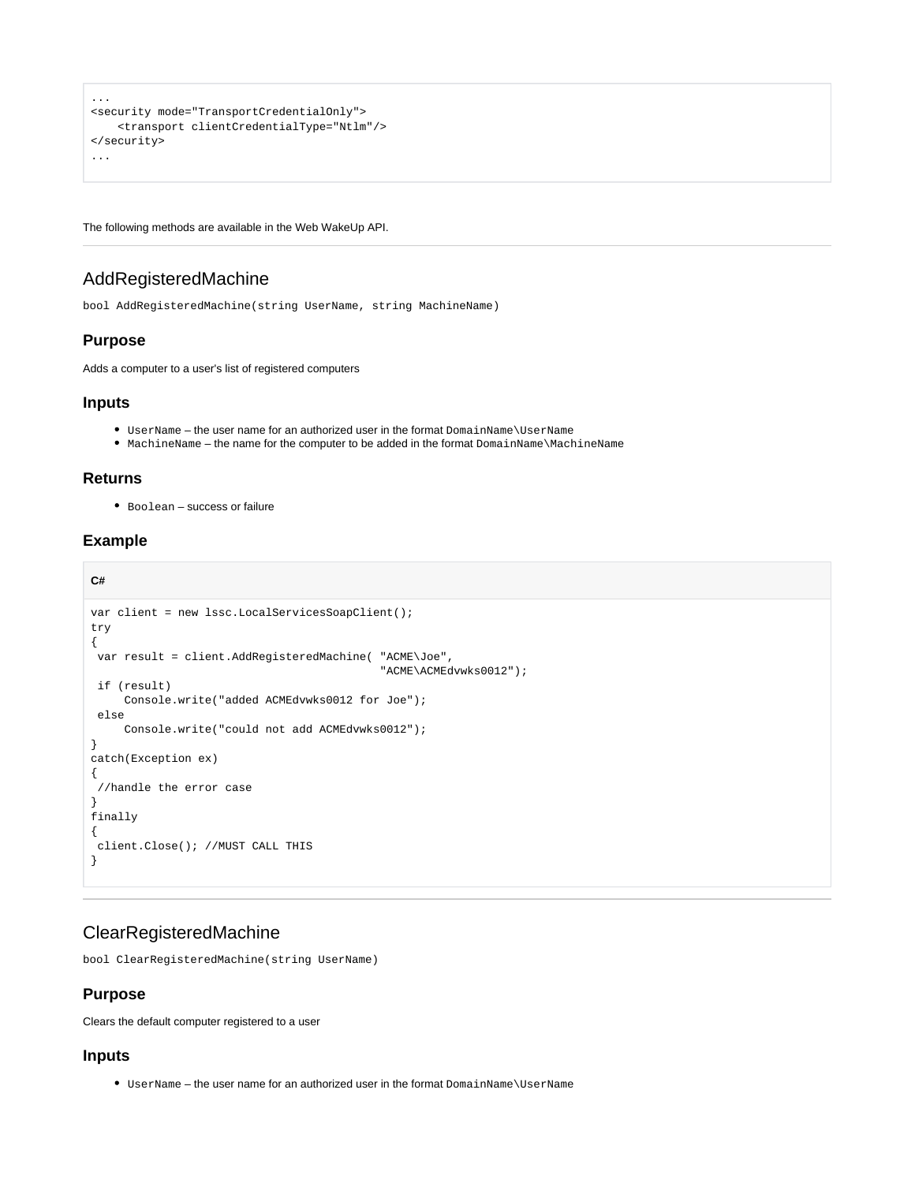```
...
<security mode="TransportCredentialOnly">
    <transport clientCredentialType="Ntlm"/>
</security>
...
```

The following methods are available in the Web WakeUp API.

---

## AddRegisteredMachine

`bool AddRegisteredMachine(string UserName, string MachineName)`

### Purpose

Adds a computer to a user's list of registered computers

### Inputs

- `UserName` – the user name for an authorized user in the format `DomainName\UserName`
- `MachineName` – the name for the computer to be added in the format `DomainName\MachineName`

### Returns

- `Boolean` – success or failure

### Example

**C#**

```
var client = new lssc.LocalServicesSoapClient();
try
{
 var result = client.AddRegisteredMachine( "ACME\Joe",
                                           "ACME\ACMEdvwks0012");
 if (result)
     Console.write("added ACMEdvwks0012 for Joe");
 else
     Console.write("could not add ACMEdvwks0012");
}
catch(Exception ex)
{
 //handle the error case
}
finally
{
 client.Close(); //MUST CALL THIS
}
```

---

## ClearRegisteredMachine

`bool ClearRegisteredMachine(string UserName)`

### Purpose

Clears the default computer registered to a user

### Inputs

- `UserName` – the user name for an authorized user in the format `DomainName\UserName`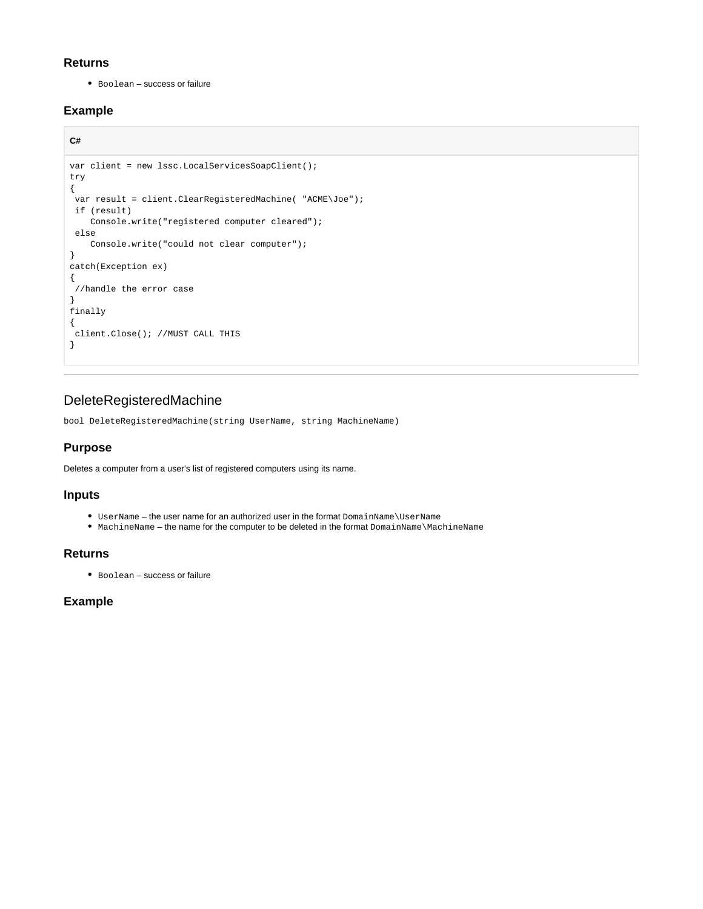### Returns

- `Boolean` – success or failure

### Example

**C#**

```
var client = new lssc.LocalServicesSoapClient();
try
{
 var result = client.ClearRegisteredMachine( "ACME\Joe");
 if (result)
    Console.write("registered computer cleared");
 else
    Console.write("could not clear computer");
}
catch(Exception ex)
{
 //handle the error case
}
finally
{
 client.Close(); //MUST CALL THIS
}
```

---

## DeleteRegisteredMachine

`bool DeleteRegisteredMachine(string UserName, string MachineName)`

### Purpose

Deletes a computer from a user's list of registered computers using its name.

### Inputs

- `UserName` – the user name for an authorized user in the format `DomainName\UserName`
- `MachineName` – the name for the computer to be deleted in the format `DomainName\MachineName`

### Returns

- `Boolean` – success or failure

### Example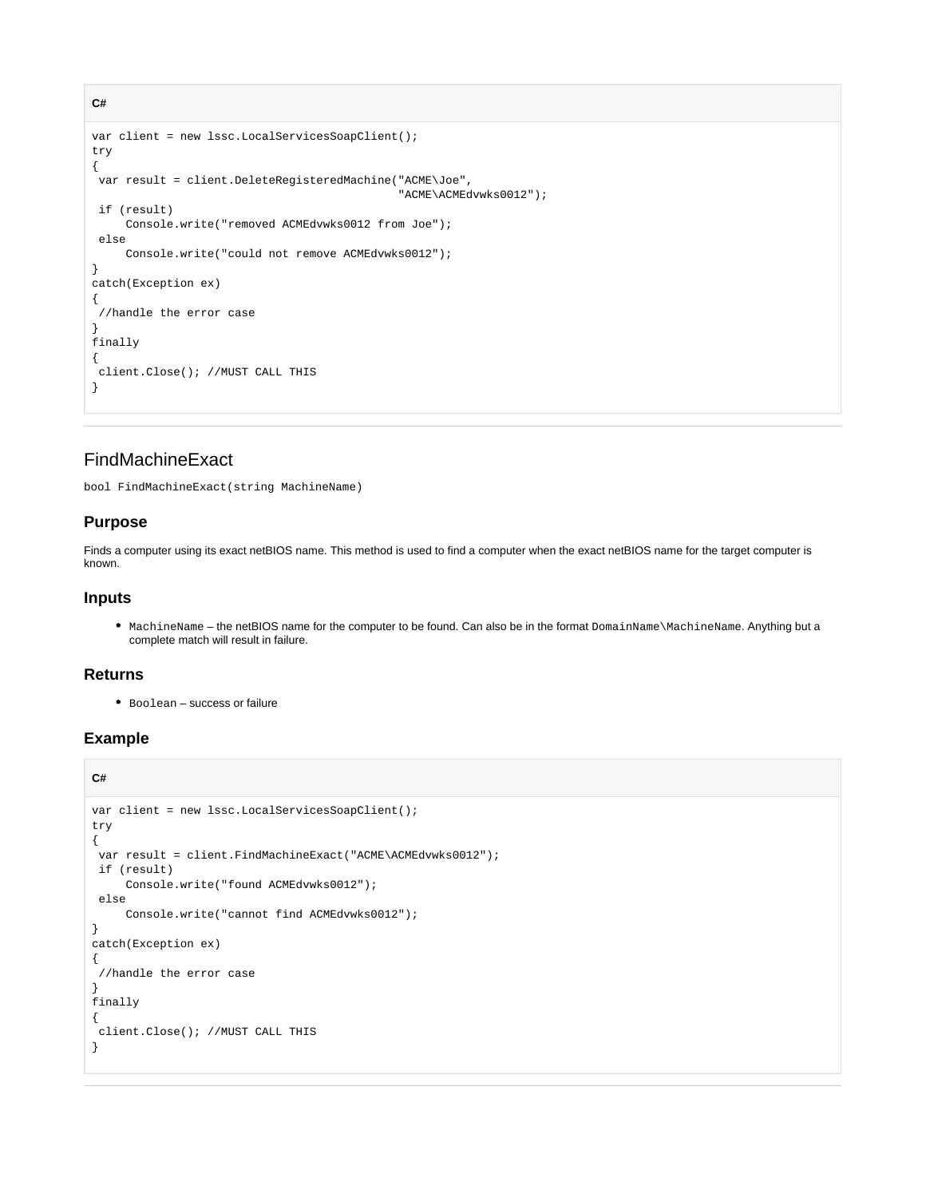**C#**

```
var client = new lssc.LocalServicesSoapClient();
try
{
 var result = client.DeleteRegisteredMachine("ACME\Joe",
                                            "ACME\ACMEdvwks0012");
 if (result)
     Console.write("removed ACMEdvwks0012 from Joe");
 else
     Console.write("could not remove ACMEdvwks0012");
}
catch(Exception ex)
{
 //handle the error case
}
finally
{
 client.Close(); //MUST CALL THIS
}
```

---

## FindMachineExact

`bool FindMachineExact(string MachineName)`

### Purpose

Finds a computer using its exact netBIOS name. This method is used to find a computer when the exact netBIOS name for the target computer is known.

### Inputs

- `MachineName` – the netBIOS name for the computer to be found. Can also be in the format `DomainName\MachineName`. Anything but a complete match will result in failure.

### Returns

- `Boolean` – success or failure

### Example

**C#**

```
var client = new lssc.LocalServicesSoapClient();
try
{
 var result = client.FindMachineExact("ACME\ACMEdvwks0012");
 if (result)
     Console.write("found ACMEdvwks0012");
 else
     Console.write("cannot find ACMEdvwks0012");
}
catch(Exception ex)
{
 //handle the error case
}
finally
{
 client.Close(); //MUST CALL THIS
}
```

---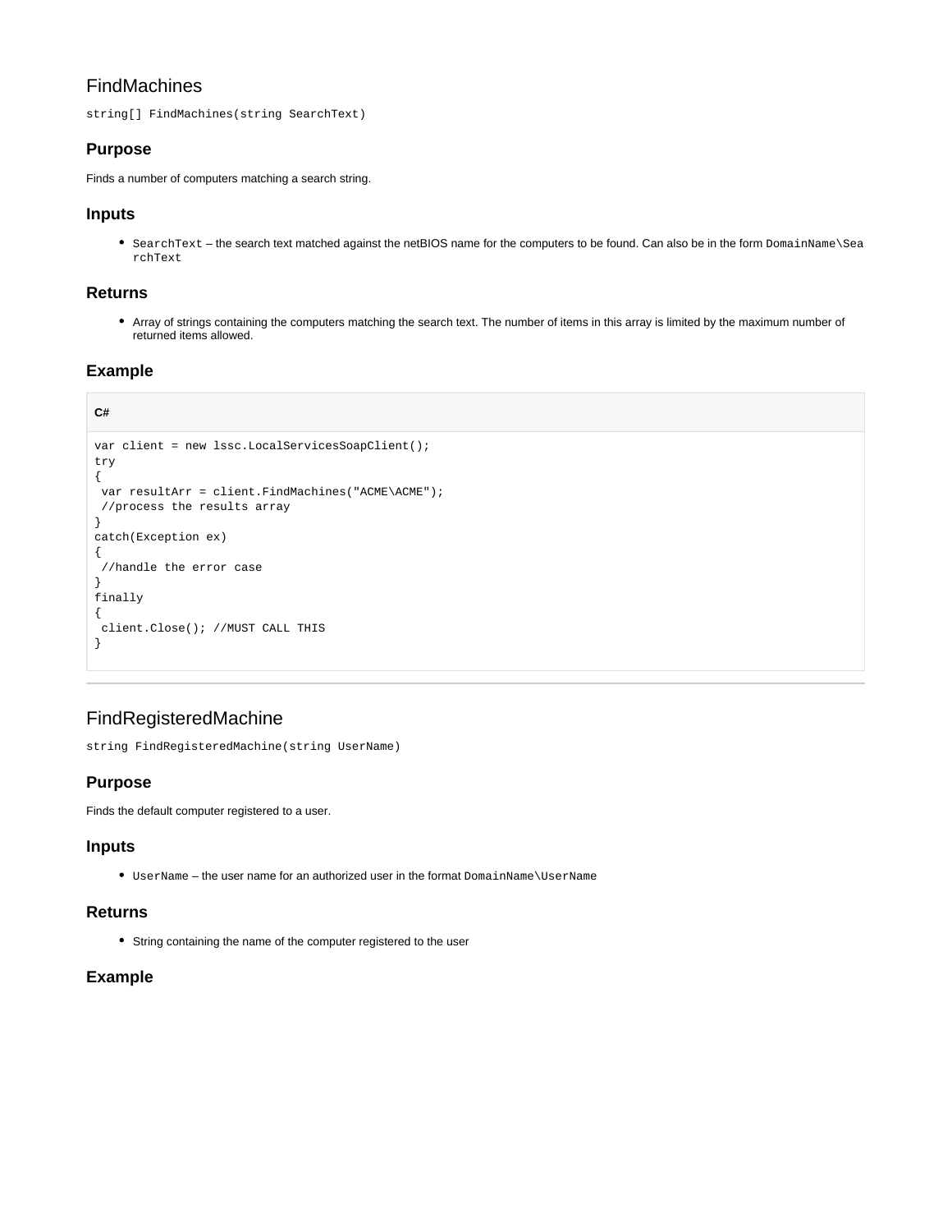# FindMachines

`string[] FindMachines(string SearchText)`

## Purpose

Finds a number of computers matching a search string.

## Inputs

- `SearchText` – the search text matched against the netBIOS name for the computers to be found. Can also be in the form `DomainName\SearchText`

## Returns

- Array of strings containing the computers matching the search text. The number of items in this array is limited by the maximum number of returned items allowed.

## Example

**C#**

```
var client = new lssc.LocalServicesSoapClient();
try
{
 var resultArr = client.FindMachines("ACME\ACME");
 //process the results array
}
catch(Exception ex)
{
 //handle the error case
}
finally
{
 client.Close(); //MUST CALL THIS
}
```

---

# FindRegisteredMachine

`string FindRegisteredMachine(string UserName)`

## Purpose

Finds the default computer registered to a user.

## Inputs

- `UserName` – the user name for an authorized user in the format `DomainName\UserName`

## Returns

- String containing the name of the computer registered to the user

## Example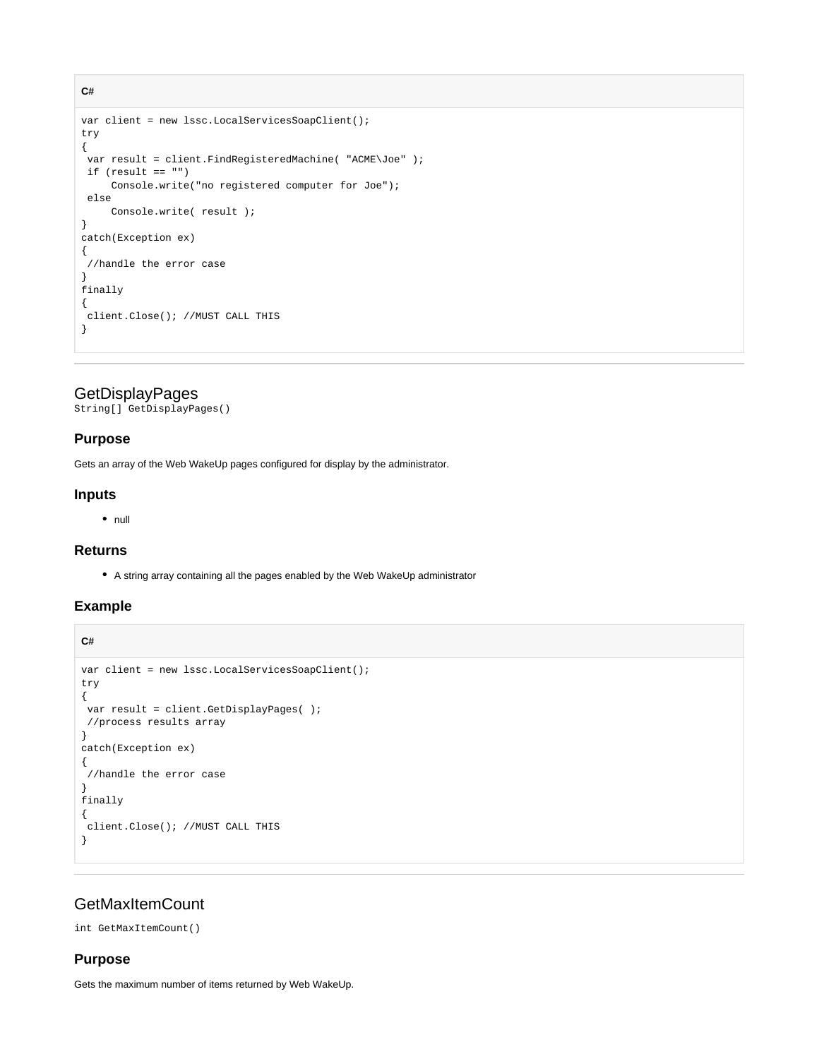**C#**

```
var client = new lssc.LocalServicesSoapClient();
try
{
 var result = client.FindRegisteredMachine( "ACME\Joe" );
 if (result == "")
     Console.write("no registered computer for Joe");
 else
     Console.write( result );
}
catch(Exception ex)
{
 //handle the error case
}
finally
{
 client.Close(); //MUST CALL THIS
}
```

---

## GetDisplayPages

`String[] GetDisplayPages()`

### Purpose

Gets an array of the Web WakeUp pages configured for display by the administrator.

### Inputs

- null

### Returns

- A string array containing all the pages enabled by the Web WakeUp administrator

### Example

**C#**

```
var client = new lssc.LocalServicesSoapClient();
try
{
 var result = client.GetDisplayPages( );
 //process results array
}
catch(Exception ex)
{
 //handle the error case
}
finally
{
 client.Close(); //MUST CALL THIS
}
```

---

## GetMaxItemCount

`int GetMaxItemCount()`

### Purpose

Gets the maximum number of items returned by Web WakeUp.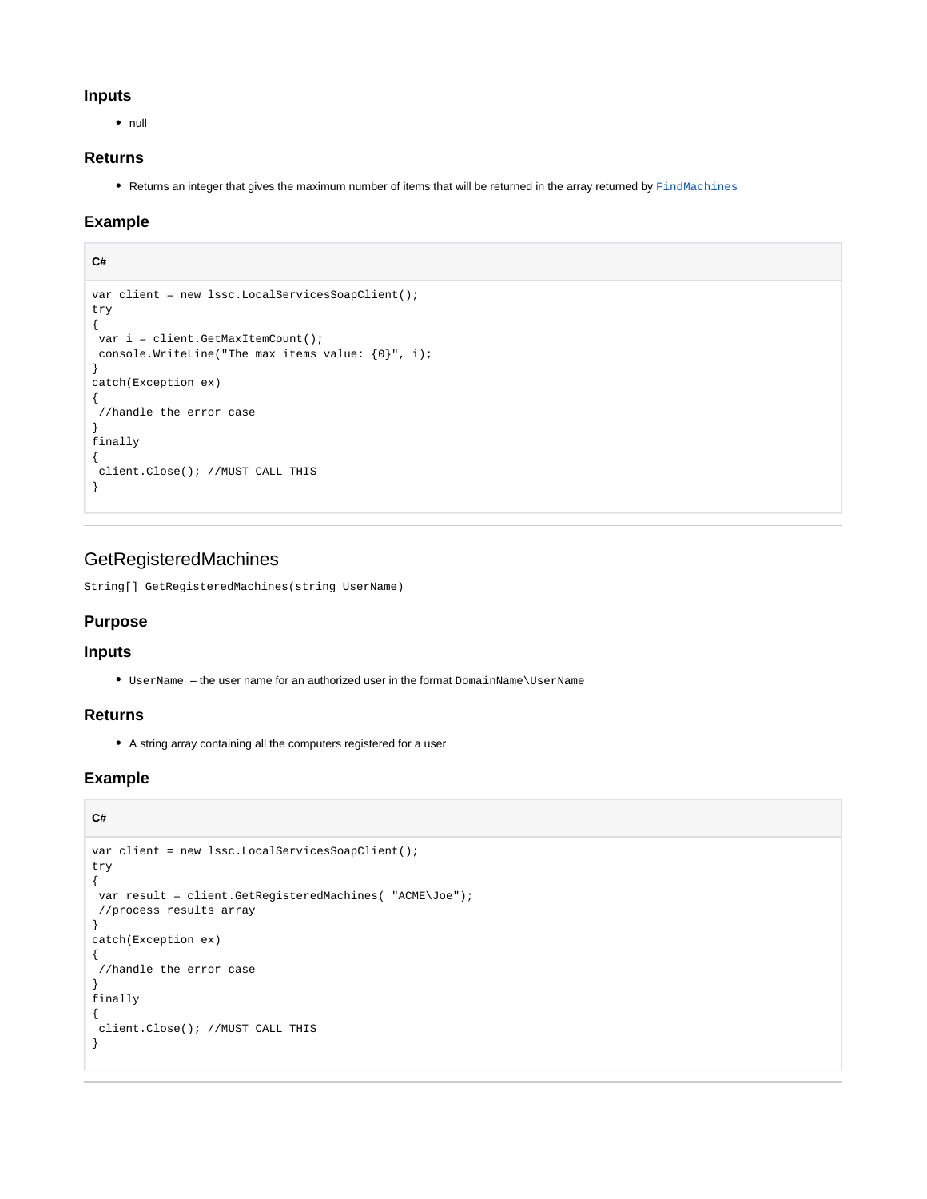### Inputs

- null

### Returns

- Returns an integer that gives the maximum number of items that will be returned in the array returned by `FindMachines`

### Example

**C#**

```
var client = new lssc.LocalServicesSoapClient();
try
{
 var i = client.GetMaxItemCount();
 console.WriteLine("The max items value: {0}", i);
}
catch(Exception ex)
{
 //handle the error case
}
finally
{
 client.Close(); //MUST CALL THIS
}
```

---

## GetRegisteredMachines

`String[] GetRegisteredMachines(string UserName)`

### Purpose

### Inputs

- `UserName` – the user name for an authorized user in the format `DomainName\UserName`

### Returns

- A string array containing all the computers registered for a user

### Example

**C#**

```
var client = new lssc.LocalServicesSoapClient();
try
{
 var result = client.GetRegisteredMachines( "ACME\Joe");
 //process results array
}
catch(Exception ex)
{
 //handle the error case
}
finally
{
 client.Close(); //MUST CALL THIS
}
```

---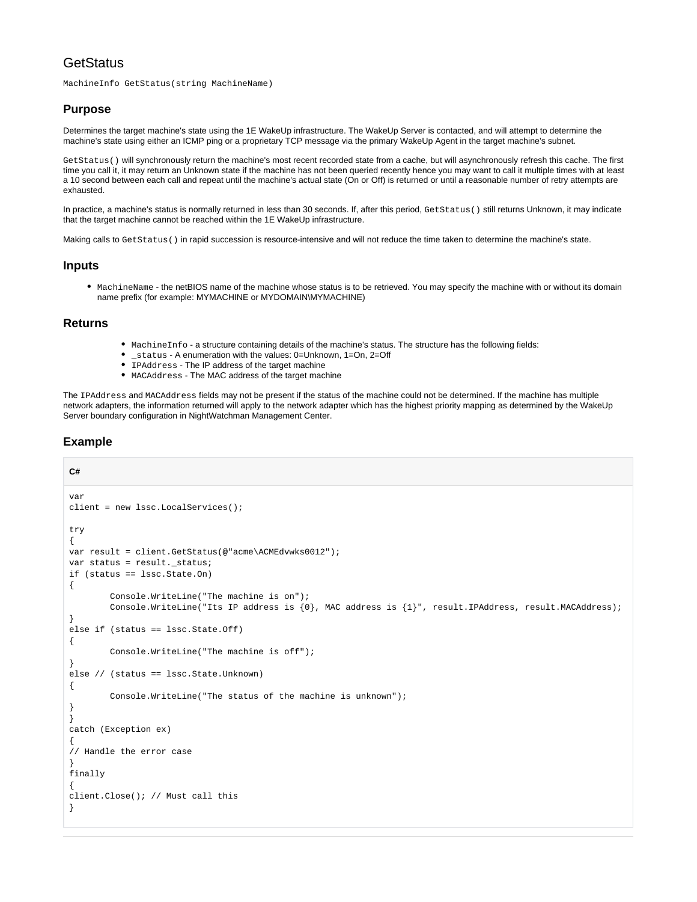# GetStatus

`MachineInfo GetStatus(string MachineName)`

## Purpose

Determines the target machine's state using the 1E WakeUp infrastructure. The WakeUp Server is contacted, and will attempt to determine the machine's state using either an ICMP ping or a proprietary TCP message via the primary WakeUp Agent in the target machine's subnet.

`GetStatus()` will synchronously return the machine's most recent recorded state from a cache, but will asynchronously refresh this cache. The first time you call it, it may return an Unknown state if the machine has not been queried recently hence you may want to call it multiple times with at least a 10 second between each call and repeat until the machine's actual state (On or Off) is returned or until a reasonable number of retry attempts are exhausted.

In practice, a machine's status is normally returned in less than 30 seconds. If, after this period, `GetStatus()` still returns Unknown, it may indicate that the target machine cannot be reached within the 1E WakeUp infrastructure.

Making calls to `GetStatus()` in rapid succession is resource-intensive and will not reduce the time taken to determine the machine's state.

## Inputs

- `MachineName` - the netBIOS name of the machine whose status is to be retrieved. You may specify the machine with or without its domain name prefix (for example: MYMACHINE or MYDOMAIN\MYMACHINE)

## Returns

- `MachineInfo` - a structure containing details of the machine's status. The structure has the following fields:
- `_status` - A enumeration with the values: 0=Unknown, 1=On, 2=Off
- `IPAddress` - The IP address of the target machine
- `MACAddress` - The MAC address of the target machine

The `IPAddress` and `MACAddress` fields may not be present if the status of the machine could not be determined. If the machine has multiple network adapters, the information returned will apply to the network adapter which has the highest priority mapping as determined by the WakeUp Server boundary configuration in NightWatchman Management Center.

## Example

**C#**

```
var
client = new lssc.LocalServices();

try
{
var result = client.GetStatus(@"acme\ACMEdvwks0012");
var status = result._status;
if (status == lssc.State.On)
{
        Console.WriteLine("The machine is on");
        Console.WriteLine("Its IP address is {0}, MAC address is {1}", result.IPAddress, result.MACAddress);
}
else if (status == lssc.State.Off)
{
        Console.WriteLine("The machine is off");
}
else // (status == lssc.State.Unknown)
{
        Console.WriteLine("The status of the machine is unknown");
}
}
catch (Exception ex)
{
// Handle the error case
}
finally
{
client.Close(); // Must call this
}
```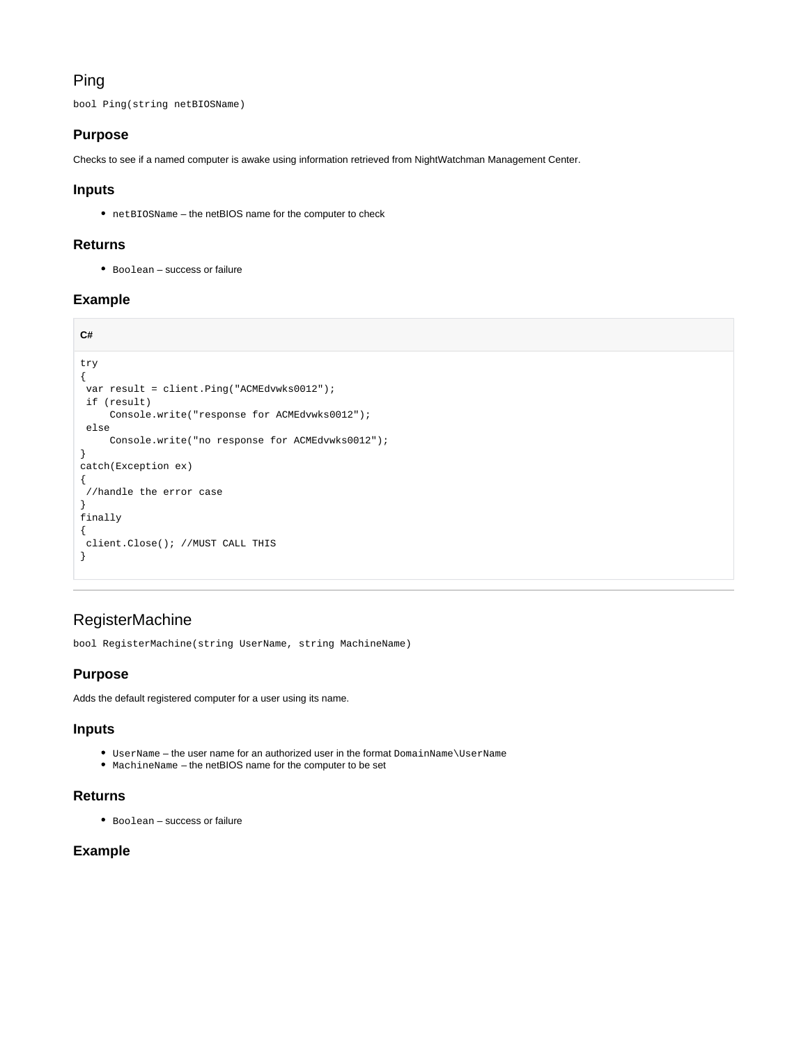## Ping

`bool Ping(string netBIOSName)`

### Purpose

Checks to see if a named computer is awake using information retrieved from NightWatchman Management Center.

### Inputs

- `netBIOSName` – the netBIOS name for the computer to check

### Returns

- `Boolean` – success or failure

### Example

**C#**

```
try
{
 var result = client.Ping("ACMEdvwks0012");
 if (result)
     Console.write("response for ACMEdvwks0012");
 else
     Console.write("no response for ACMEdvwks0012");
}
catch(Exception ex)
{
 //handle the error case
}
finally
{
 client.Close(); //MUST CALL THIS
}
```

---

## RegisterMachine

`bool RegisterMachine(string UserName, string MachineName)`

### Purpose

Adds the default registered computer for a user using its name.

### Inputs

- `UserName` – the user name for an authorized user in the format `DomainName\UserName`
- `MachineName` – the netBIOS name for the computer to be set

### Returns

- `Boolean` – success or failure

### Example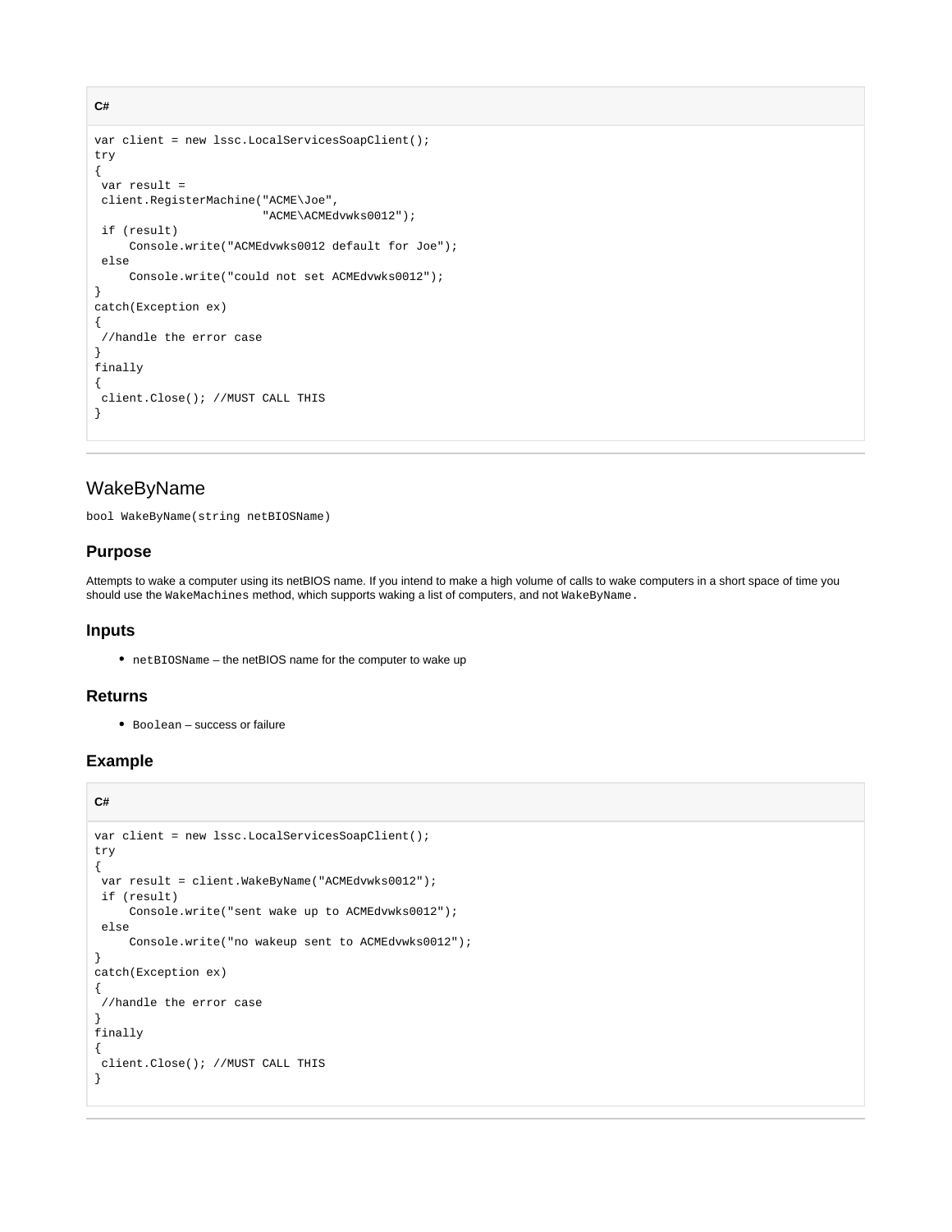**C#**

```
var client = new lssc.LocalServicesSoapClient();
try
{
 var result =
 client.RegisterMachine("ACME\Joe",
                        "ACME\ACMEdvwks0012");
 if (result)
     Console.write("ACMEdvwks0012 default for Joe");
 else
     Console.write("could not set ACMEdvwks0012");
}
catch(Exception ex)
{
 //handle the error case
}
finally
{
 client.Close(); //MUST CALL THIS
}
```

---

## WakeByName

`bool WakeByName(string netBIOSName)`

### Purpose

Attempts to wake a computer using its netBIOS name. If you intend to make a high volume of calls to wake computers in a short space of time you should use the `WakeMachines` method, which supports waking a list of computers, and not `WakeByName.`

### Inputs

- `netBIOSName` – the netBIOS name for the computer to wake up

### Returns

- `Boolean` – success or failure

### Example

**C#**

```
var client = new lssc.LocalServicesSoapClient();
try
{
 var result = client.WakeByName("ACMEdvwks0012");
 if (result)
     Console.write("sent wake up to ACMEdvwks0012");
 else
     Console.write("no wakeup sent to ACMEdvwks0012");
}
catch(Exception ex)
{
 //handle the error case
}
finally
{
 client.Close(); //MUST CALL THIS
}
```

---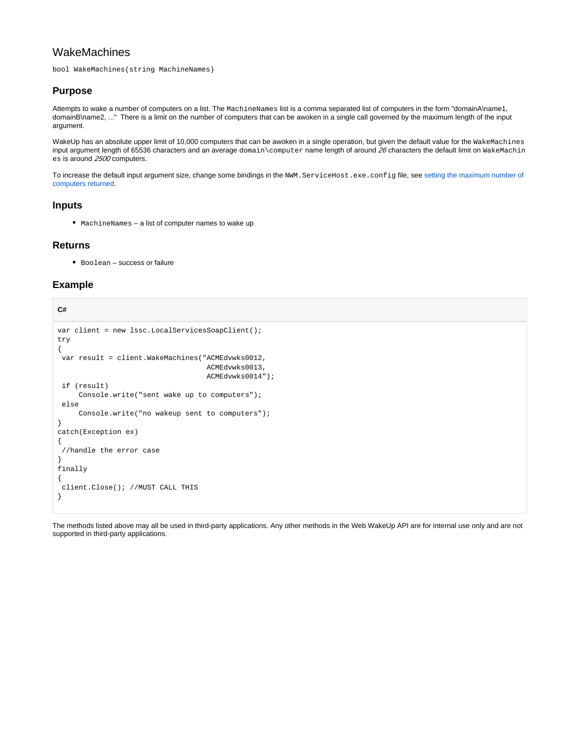## WakeMachines

`bool WakeMachines(string MachineNames)`

### Purpose

Attempts to wake a number of computers on a list. The `MachineNames` list is a comma separated list of computers in the form "domainA\name1, domainB\name2, ..." There is a limit on the number of computers that can be awoken in a single call governed by the maximum length of the input argument.

WakeUp has an absolute upper limit of 10,000 computers that can be awoken in a single operation, but given the default value for the `WakeMachines` input argument length of 65536 characters and an average `domain\computer` name length of around *26* characters the default limit on `WakeMachines` is around *2500* computers.

To increase the default input argument size, change some bindings in the `NWM.ServiceHost.exe.config` file, see setting the maximum number of computers returned.

### Inputs

- `MachineNames` – a list of computer names to wake up

### Returns

- `Boolean` – success or failure

### Example

**C#**

```
var client = new lssc.LocalServicesSoapClient();
try
{
 var result = client.WakeMachines("ACMEdvwks0012,
                                   ACMEdvwks0013,
                                   ACMEdvwks0014");
 if (result)
     Console.write("sent wake up to computers");
 else
     Console.write("no wakeup sent to computers");
}
catch(Exception ex)
{
 //handle the error case
}
finally
{
 client.Close(); //MUST CALL THIS
}
```

The methods listed above may all be used in third-party applications. Any other methods in the Web WakeUp API are for internal use only and are not supported in third-party applications.